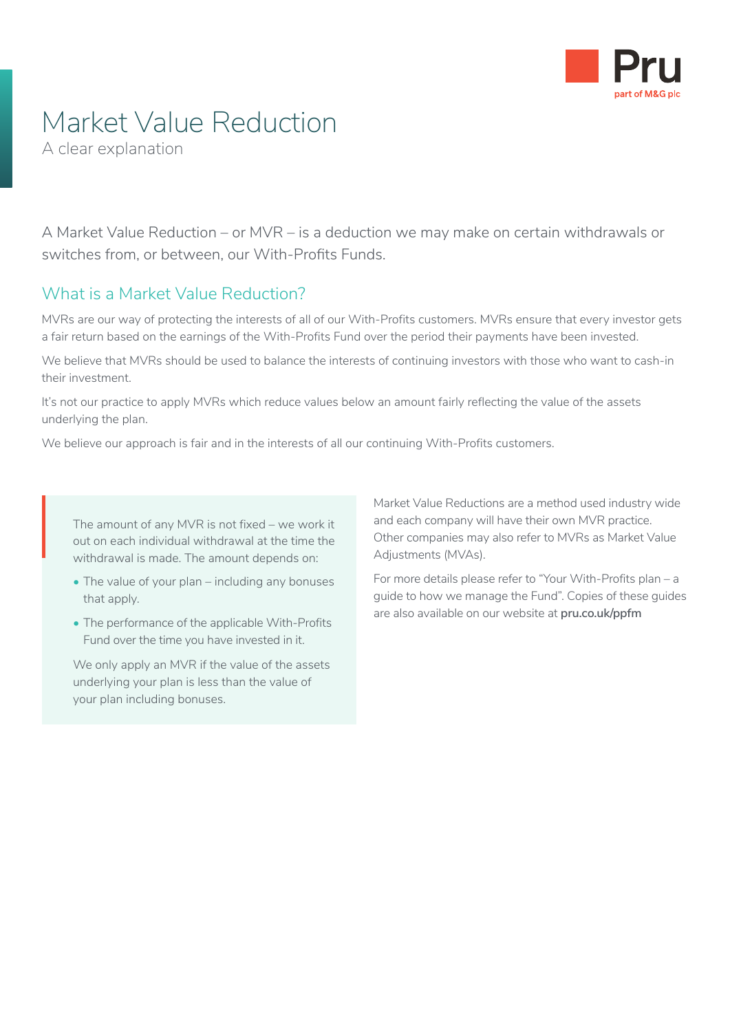# Market Value Reduction

A clear explanation

A Market Value Reduction – or MVR – is a deduction we may make on certain withdrawals or switches from, or between, our With-Profits Funds.

## What is a Market Value Reduction?

MVRs are our way of protecting the interests of all of our With-Profits customers. MVRs ensure that every investor gets a fair return based on the earnings of the With-Profits Fund over the period their payments have been invested.

We believe that MVRs should be used to balance the interests of continuing investors with those who want to cash-in their investment.

It's not our practice to apply MVRs which reduce values below an amount fairly reflecting the value of the assets underlying the plan.

We believe our approach is fair and in the interests of all our continuing With-Profits customers.

The amount of any MVR is not fixed – we work it out on each individual withdrawal at the time the withdrawal is made. The amount depends on:

- The value of your plan – including any bonuses that apply.
- The performance of the applicable With-Profits Fund over the time you have invested in it.

We only apply an MVR if the value of the assets underlying your plan is less than the value of your plan including bonuses.

Market Value Reductions are a method used industry wide and each company will have their own MVR practice. Other companies may also refer to MVRs as Market Value Adjustments (MVAs).

For more details please refer to "Your With-Profits plan – a guide to how we manage the Fund". Copies of these guides are also available on our website at **pru.co.uk/ppfm**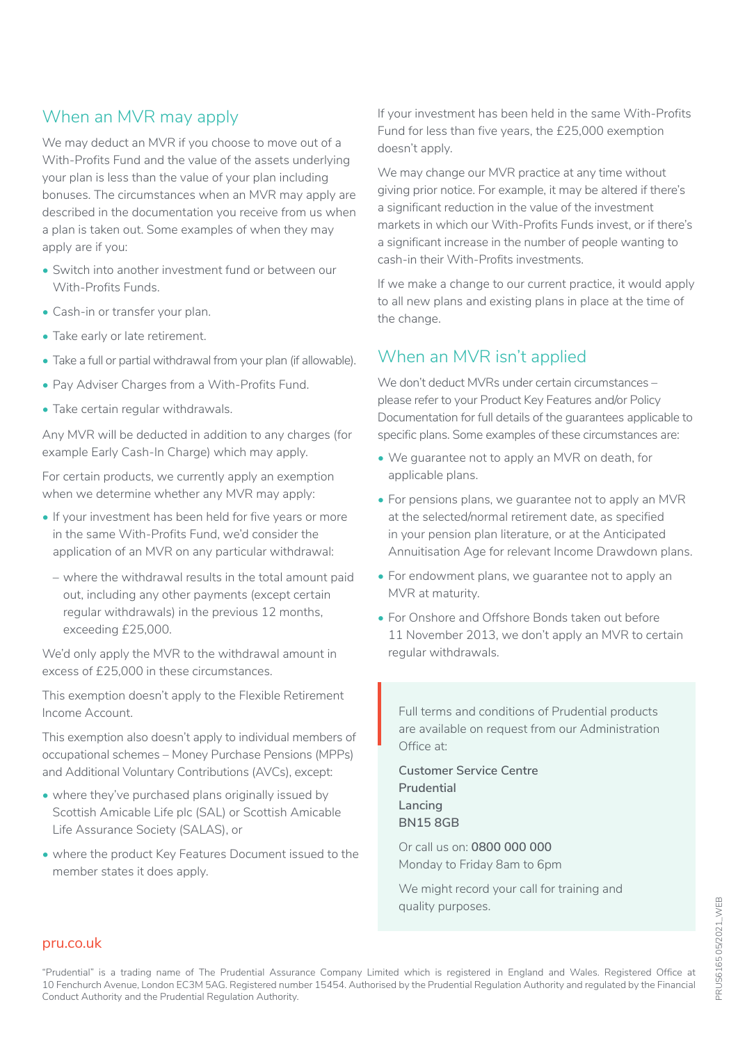## When an MVR may apply

We may deduct an MVR if you choose to move out of a With-Profits Fund and the value of the assets underlying your plan is less than the value of your plan including bonuses. The circumstances when an MVR may apply are described in the documentation you receive from us when a plan is taken out. Some examples of when they may apply are if you:

- Switch into another investment fund or between our With-Profits Funds.
- Cash-in or transfer your plan.
- Take early or late retirement.
- Take a full or partial withdrawal from your plan (if allowable).
- Pay Adviser Charges from a With-Profits Fund.
- Take certain regular withdrawals.

Any MVR will be deducted in addition to any charges (for example Early Cash-In Charge) which may apply.

For certain products, we currently apply an exemption when we determine whether any MVR may apply:

- If your investment has been held for five years or more in the same With-Profits Fund, we'd consider the application of an MVR on any particular withdrawal:
  - where the withdrawal results in the total amount paid out, including any other payments (except certain regular withdrawals) in the previous 12 months, exceeding £25,000.

We'd only apply the MVR to the withdrawal amount in excess of £25,000 in these circumstances.

This exemption doesn't apply to the Flexible Retirement Income Account.

This exemption also doesn't apply to individual members of occupational schemes – Money Purchase Pensions (MPPs) and Additional Voluntary Contributions (AVCs), except:

- where they've purchased plans originally issued by Scottish Amicable Life plc (SAL) or Scottish Amicable Life Assurance Society (SALAS), or
- where the product Key Features Document issued to the member states it does apply.

If your investment has been held in the same With-Profits Fund for less than five years, the £25,000 exemption doesn't apply.

We may change our MVR practice at any time without giving prior notice. For example, it may be altered if there's a significant reduction in the value of the investment markets in which our With-Profits Funds invest, or if there's a significant increase in the number of people wanting to cash-in their With-Profits investments.

If we make a change to our current practice, it would apply to all new plans and existing plans in place at the time of the change.

## When an MVR isn't applied

We don't deduct MVRs under certain circumstances – please refer to your Product Key Features and/or Policy Documentation for full details of the guarantees applicable to specific plans. Some examples of these circumstances are:

- We guarantee not to apply an MVR on death, for applicable plans.
- For pensions plans, we guarantee not to apply an MVR at the selected/normal retirement date, as specified in your pension plan literature, or at the Anticipated Annuitisation Age for relevant Income Drawdown plans.
- For endowment plans, we guarantee not to apply an MVR at maturity.
- For Onshore and Offshore Bonds taken out before 11 November 2013, we don't apply an MVR to certain regular withdrawals.

Full terms and conditions of Prudential products are available on request from our Administration Office at:

**Customer Service Centre**
**Prudential**
**Lancing**
**BN15 8GB**

Or call us on: **0800 000 000**
Monday to Friday 8am to 6pm

We might record your call for training and quality purposes.

pru.co.uk

"Prudential" is a trading name of The Prudential Assurance Company Limited which is registered in England and Wales. Registered Office at 10 Fenchurch Avenue, London EC3M 5AG. Registered number 15454. Authorised by the Prudential Regulation Authority and regulated by the Financial Conduct Authority and the Prudential Regulation Authority.

PRUS6165 05/2021_WEB